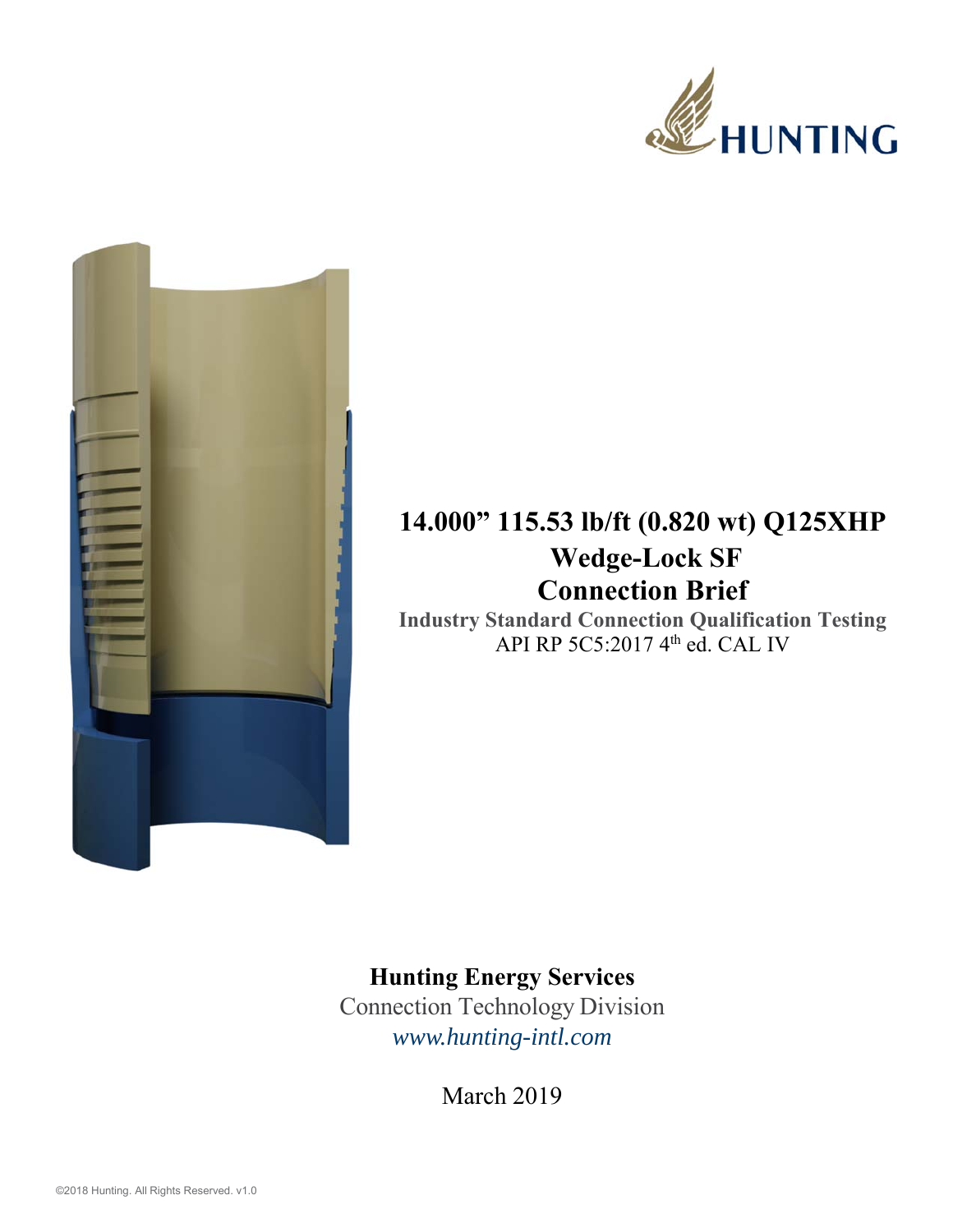HUNTING

# 14.000" 115.53 lb/ft (0.820 wt) Q125XHP

## Wedge-Lock SF

## Connection Brief

**Industry Standard Connection Qualification Testing**

API RP 5C5:2017 4th ed. CAL IV

**Hunting Energy Services**

Connection Technology Division

*www.hunting-intl.com*

March 2019

©2018 Hunting. All Rights Reserved. v1.0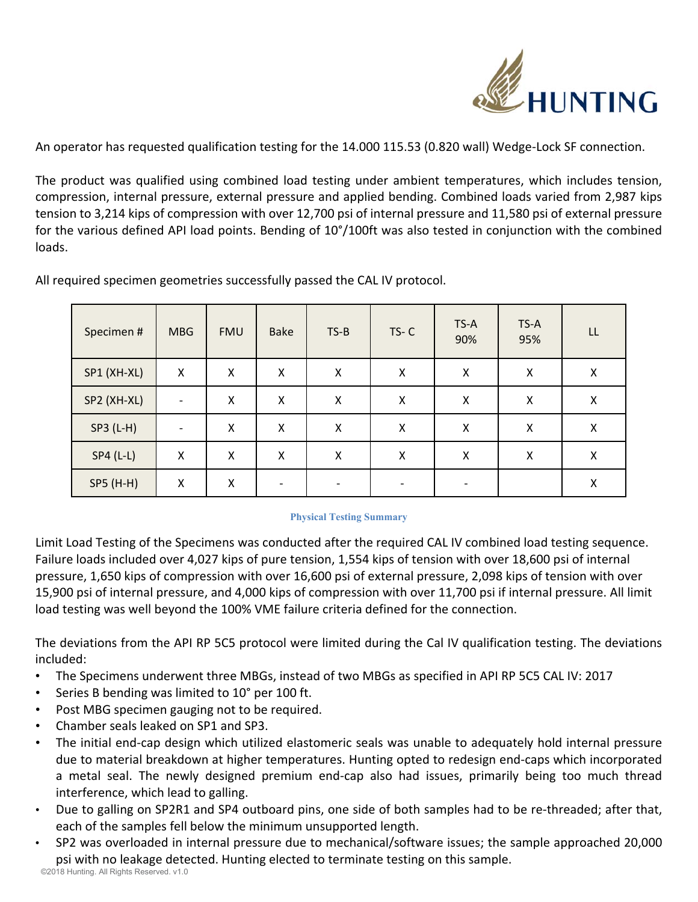An operator has requested qualification testing for the 14.000 115.53 (0.820 wall) Wedge-Lock SF connection.

The product was qualified using combined load testing under ambient temperatures, which includes tension, compression, internal pressure, external pressure and applied bending. Combined loads varied from 2,987 kips tension to 3,214 kips of compression with over 12,700 psi of internal pressure and 11,580 psi of external pressure for the various defined API load points. Bending of 10°/100ft was also tested in conjunction with the combined loads.

All required specimen geometries successfully passed the CAL IV protocol.

| Specimen # | MBG | FMU | Bake | TS-B | TS- C | TS-A 90% | TS-A 95% | LL |
|---|---|---|---|---|---|---|---|---|
| SP1 (XH-XL) | X | X | X | X | X | X | X | X |
| SP2 (XH-XL) | - | X | X | X | X | X | X | X |
| SP3 (L-H) | - | X | X | X | X | X | X | X |
| SP4 (L-L) | X | X | X | X | X | X | X | X |
| SP5 (H-H) | X | X | - | - | - | - | | X |

**Physical Testing Summary**

Limit Load Testing of the Specimens was conducted after the required CAL IV combined load testing sequence. Failure loads included over 4,027 kips of pure tension, 1,554 kips of tension with over 18,600 psi of internal pressure, 1,650 kips of compression with over 16,600 psi of external pressure, 2,098 kips of tension with over 15,900 psi of internal pressure, and 4,000 kips of compression with over 11,700 psi if internal pressure. All limit load testing was well beyond the 100% VME failure criteria defined for the connection.

The deviations from the API RP 5C5 protocol were limited during the Cal IV qualification testing. The deviations included:

- The Specimens underwent three MBGs, instead of two MBGs as specified in API RP 5C5 CAL IV: 2017
- Series B bending was limited to 10° per 100 ft.
- Post MBG specimen gauging not to be required.
- Chamber seals leaked on SP1 and SP3.
- The initial end-cap design which utilized elastomeric seals was unable to adequately hold internal pressure due to material breakdown at higher temperatures. Hunting opted to redesign end-caps which incorporated a metal seal. The newly designed premium end-cap also had issues, primarily being too much thread interference, which lead to galling.
- Due to galling on SP2R1 and SP4 outboard pins, one side of both samples had to be re-threaded; after that, each of the samples fell below the minimum unsupported length.
- SP2 was overloaded in internal pressure due to mechanical/software issues; the sample approached 20,000 psi with no leakage detected. Hunting elected to terminate testing on this sample.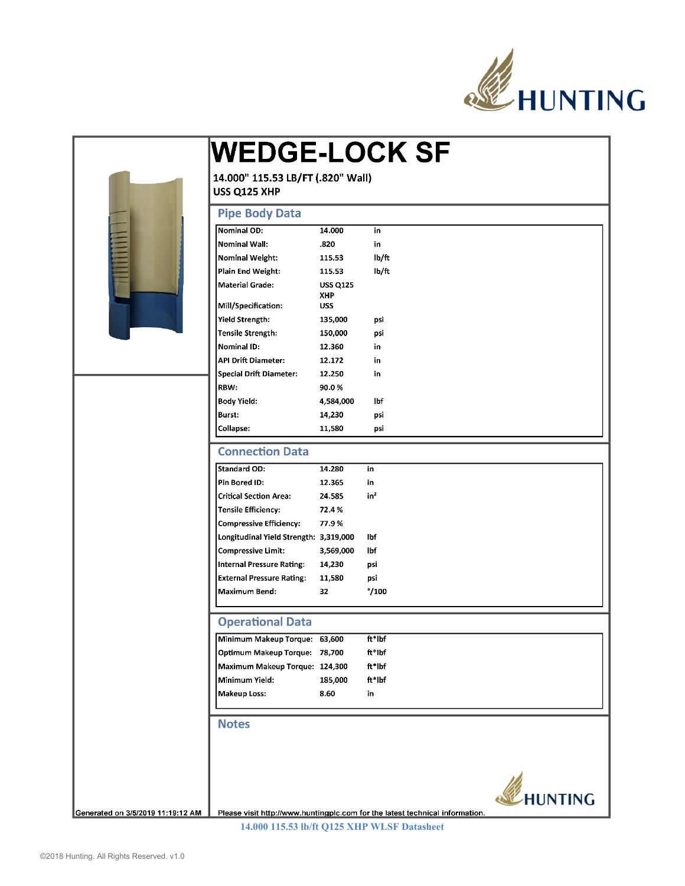# WEDGE-LOCK SF

14.000" 115.53 LB/FT (.820" Wall)
USS Q125 XHP

## Pipe Body Data

| | | |
|---|---|---|
| Nominal OD: | 14.000 | in |
| Nominal Wall: | .820 | in |
| Nominal Weight: | 115.53 | lb/ft |
| Plain End Weight: | 115.53 | lb/ft |
| Material Grade: | USS Q125 XHP | |
| Mill/Specification: | USS | |
| Yield Strength: | 135,000 | psi |
| Tensile Strength: | 150,000 | psi |
| Nominal ID: | 12.360 | in |
| API Drift Diameter: | 12.172 | in |
| Special Drift Diameter: | 12.250 | in |
| RBW: | 90.0 % | |
| Body Yield: | 4,584,000 | lbf |
| Burst: | 14,230 | psi |
| Collapse: | 11,580 | psi |

## Connection Data

| | | |
|---|---|---|
| Standard OD: | 14.280 | in |
| Pin Bored ID: | 12.365 | in |
| Critical Section Area: | 24.585 | in² |
| Tensile Efficiency: | 72.4 % | |
| Compressive Efficiency: | 77.9 % | |
| Longitudinal Yield Strength: | 3,319,000 | lbf |
| Compressive Limit: | 3,569,000 | lbf |
| Internal Pressure Rating: | 14,230 | psi |
| External Pressure Rating: | 11,580 | psi |
| Maximum Bend: | 32 | °/100 |

## Operational Data

| | | |
|---|---|---|
| Minimum Makeup Torque: | 63,600 | ft*lbf |
| Optimum Makeup Torque: | 78,700 | ft*lbf |
| Maximum Makeup Torque: | 124,300 | ft*lbf |
| Minimum Yield: | 185,000 | ft*lbf |
| Makeup Loss: | 8.60 | in |

## Notes

Generated on 3/5/2019 11:19:12 AM

Please visit http://www.huntingplc.com for the latest technical information.

14.000 115.53 lb/ft Q125 XHP WLSF Datasheet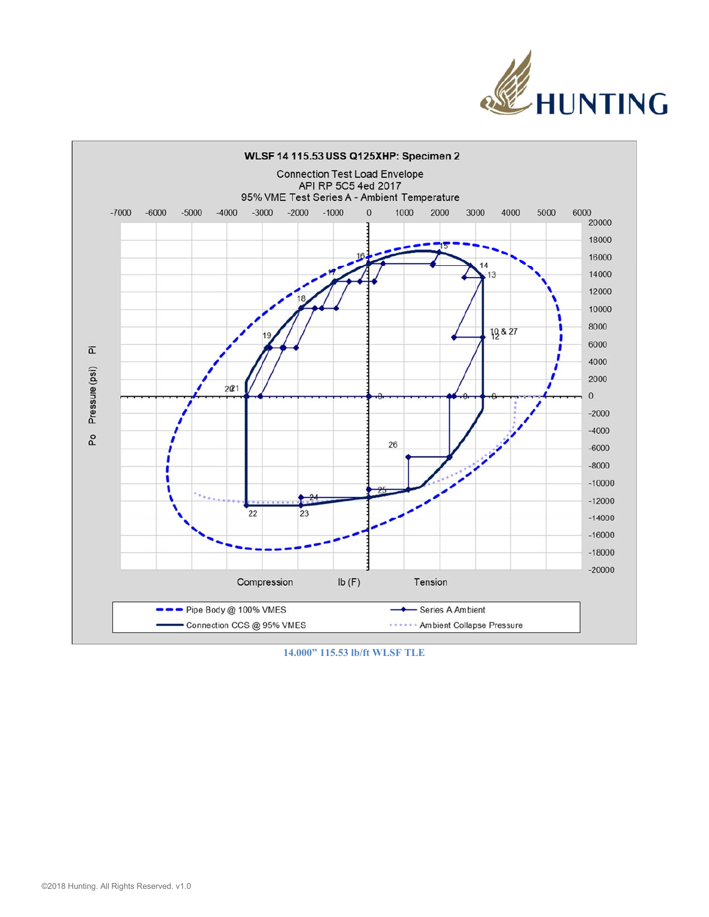WLSF 14 115.53 USS Q125XHP: Specimen 2

Connection Test Load Envelope

API RP 5C5 4ed 2017

95% VME Test Series A - Ambient Temperature

-7000 -6000 -5000 -4000 -3000 -2000 -1000 0 1000 2000 3000 4000 5000 6000

20000 18000 16000 14000 12000 10000 8000 6000 4000 2000 0 -2000 -4000 -6000 -8000 -10000 -12000 -14000 -16000 -18000 -20000

Po Pressure (psi) Pi

Compression lb (F) Tension

15 16 14 13 17 18 10 & 27 12 19 20 21 0 0 0 26 25 24 22 23

Pipe Body @ 100% VMES

Connection CCS @ 95% VMES

Series A Ambient

Ambient Collapse Pressure

**14.000" 115.53 lb/ft WLSF TLE**